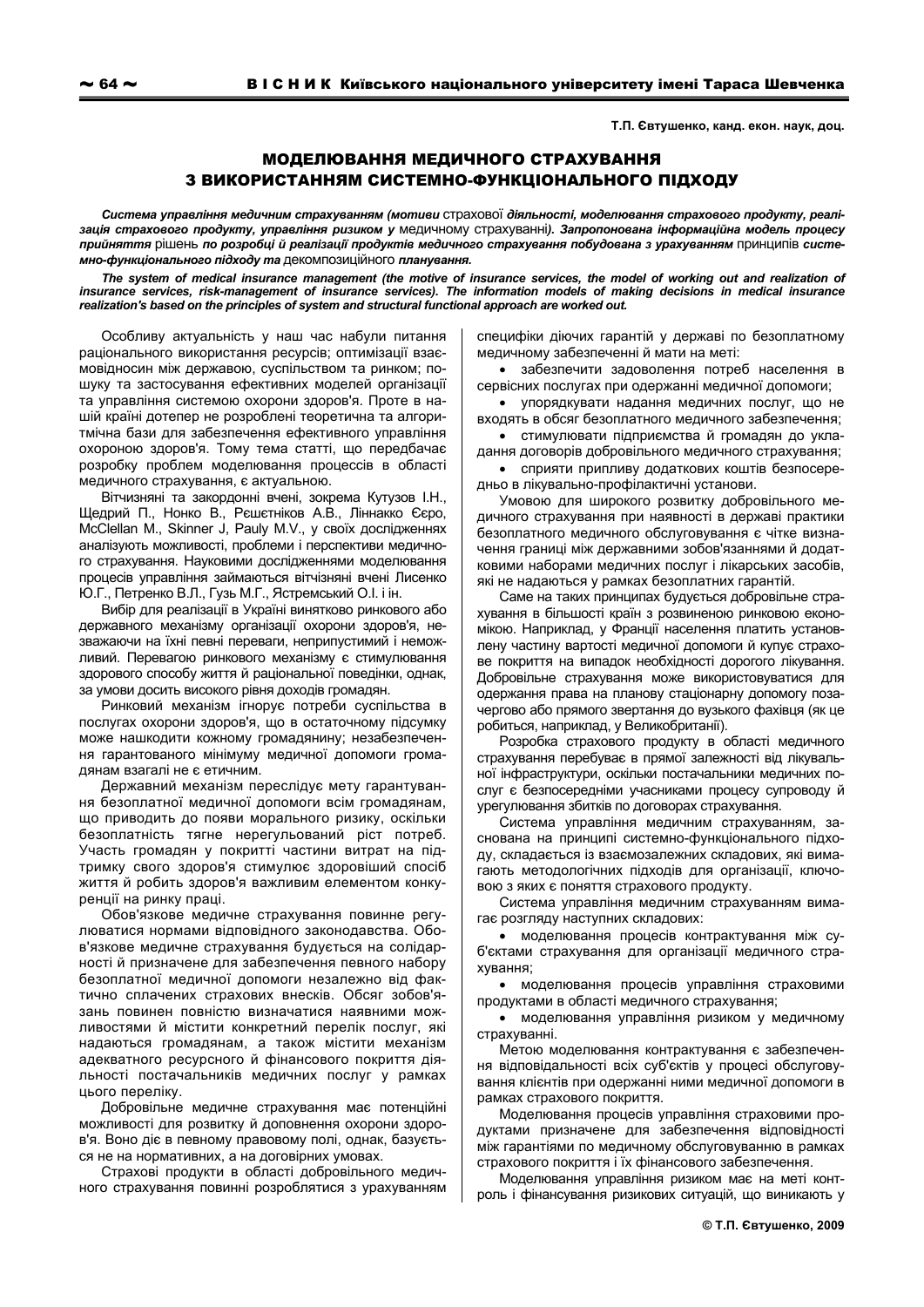**Т.П. Євтушенко, канд. екон. наук, доц.**

# МОДЕЛЮВАННЯ МЕДИЧНОГО СТРАХУВАННЯ З ВИКОРИСТАННЯМ СИСТЕМНО-ФУНКЦІОНАЛЬНОГО ПІДХОДУ

***Система управління медичним страхуванням (мотиви** страхової **діяльності, моделювання страхового продукту, реалізація страхового продукту, управління ризиком у** медичному страхуванні**). Запропонована інформаційна модель процесу прийняття** рішень **по розробці й реалізації продуктів медичного страхування побудована з урахуванням** принципів **системно-функціонального підходу та** декомпозиційного **планування.***

***The system of medical insurance management (the motive of insurance services, the model of working out and realization of insurance services, risk-management of insurance services). The information models of making decisions in medical insurance realization's based on the principles of system and structural functional approach are worked out.***

Особливу актуальність у наш час набули питання раціонального використання ресурсів; оптимізації взаємовідносин між державою, суспільством та ринком; пошуку та застосування ефективних моделей організації та управління системою охорони здоров'я. Проте в нашій країні дотепер не розроблені теоретична та алгоритмічна бази для забезпечення ефективного управління охороною здоров'я. Тому тема статті, що передбачає розробку проблем моделювання процесів в області медичного страхування, є актуальною.

Вітчизняні та закордонні вчені, зокрема Кутузов І.Н., Щедрий П., Нонко В., Рєшєтніков А.В., Ліннакко Єєро, McClellan M., Skinner J, Pauly M.V., у своїх дослідженнях аналізують можливості, проблеми і перспективи медичного страхування. Науковими дослідженнями моделювання процесів управління займаються вітчизняні вчені Лисенко Ю.Г., Петренко В.Л., Гузь М.Г., Ястремський О.І. і ін.

Вибір для реалізації в Україні винятково ринкового або державного механізму організації охорони здоров'я, незважаючи на їхні певні переваги, неприпустимий і неможливий. Перевагою ринкового механізму є стимулювання здорового способу життя й раціональної поведінки, однак, за умови досить високого рівня доходів громадян.

Ринковий механізм ігнорує потреби суспільства в послугах охорони здоров'я, що в остаточному підсумку може нашкодити кожному громадянину; незабезпечення гарантованого мінімуму медичної допомоги громадянам взагалі не є етичним.

Державний механізм переслідує мету гарантування безоплатної медичної допомоги всім громадянам, що приводить до появи морального ризику, оскільки безоплатність тягне нерегульований ріст потреб. Участь громадян у покритті частини витрат на підтримку свого здоров'я стимулює здоровіший спосіб життя й робить здоров'я важливим елементом конкуренції на ринку праці.

Обов'язкове медичне страхування повинне регулюватися нормами відповідного законодавства. Обов'язкове медичне страхування будується на солідарності й призначене для забезпечення певного набору безоплатної медичної допомоги незалежно від фактично сплачених страхових внесків. Обсяг зобов'язань повинен повністю визначатися наявними можливостями й містити конкретний перелік послуг, які надаються громадянам, а також містити механізм адекватного ресурсного й фінансового покриття діяльності постачальників медичних послуг у рамках цього переліку.

Добровільне медичне страхування має потенційні можливості для розвитку й доповнення охорони здоров'я. Воно діє в певному правовому полі, однак, базується не на нормативних, а на договірних умовах.

Страхові продукти в області добровільного медичного страхування повинні розроблятися з урахуванням специфіки діючих гарантій у державі по безоплатному медичному забезпеченні й мати на меті:

- забезпечити задоволення потреб населення в сервісних послугах при одержанні медичної допомоги;
- упорядкувати надання медичних послуг, що не входять в обсяг безоплатного медичного забезпечення;
- стимулювати підприємства й громадян до укладання договорів добровільного медичного страхування;
- сприяти припливу додаткових коштів безпосередньо в лікувально-профілактичні установи.

Умовою для широкого розвитку добровільного медичного страхування при наявності в державі практики безоплатного медичного обслуговування є чітке визначення границі між державними зобов'язаннями й додатковими наборами медичних послуг і лікарських засобів, які не надаються у рамках безоплатних гарантій.

Саме на таких принципах будується добровільне страхування в більшості країн з розвиненою ринковою економікою. Наприклад, у Франції населення платить установлену частину вартості медичної допомоги й купує страхове покриття на випадок необхідності дорогого лікування. Добровільне страхування може використовуватися для одержання права на планову стаціонарну допомогу позачергово або прямого звертання до вузького фахівця (як це робиться, наприклад, у Великобританії).

Розробка страхового продукту в області медичного страхування перебуває в прямої залежності від лікувальної інфраструктури, оскільки постачальники медичних послуг є безпосередніми учасниками процесу супроводу й урегулювання збитків по договорах страхування.

Система управління медичним страхуванням, заснована на принципі системно-функціонального підходу, складається із взаємозалежних складових, які вимагають методологічних підходів для організації, ключовою з яких є поняття страхового продукту.

Система управління медичним страхуванням вимагає розгляду наступних складових:

- моделювання процесів контрактування між суб'єктами страхування для організації медичного страхування;
- моделювання процесів управління страховими продуктами в області медичного страхування;
- моделювання управління ризиком у медичному страхуванні.

Метою моделювання контрактування є забезпечення відповідальності всіх суб'єктів у процесі обслуговування клієнтів при одержанні ними медичної допомоги в рамках страхового покриття.

Моделювання процесів управління страховими продуктами призначене для забезпечення відповідності між гарантіями по медичному обслуговуванню в рамках страхового покриття і їх фінансового забезпечення.

Моделювання управління ризиком має на меті контроль і фінансування ризикових ситуацій, що виникають у

© Т.П. Євтушенко, 2009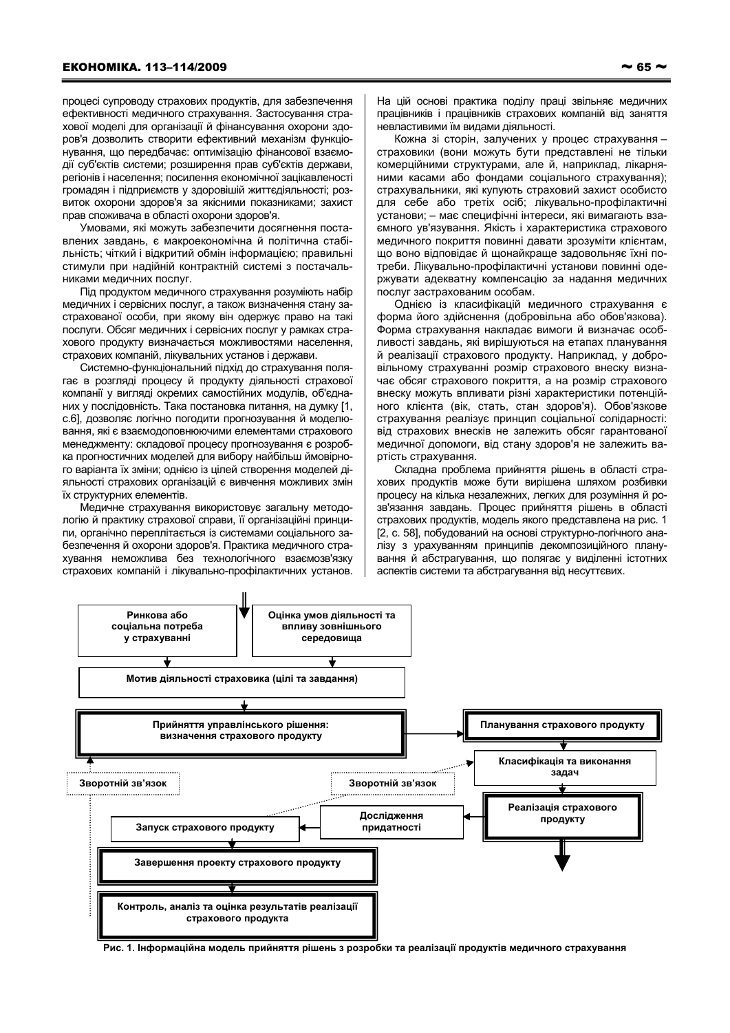процесі супроводу страхових продуктів, для забезпечення ефективності медичного страхування. Застосування страхової моделі для організації й фінансування охорони здоров'я дозволить створити ефективний механізм функціонування, що передбачає: оптимізацію фінансової взаємодії суб'єктів системи; розширення прав суб'єктів держави, регіонів і населення; посилення економічної зацікавленості громадян і підприємств у здоровішій життєдіяльності; розвиток охорони здоров'я за якісними показниками; захист прав споживача в області охорони здоров'я.

Умовами, які можуть забезпечити досягнення поставлених завдань, є макроекономічна й політична стабільність; чіткий і відкритий обмін інформацією; правильні стимули при надійній контрактній системі з постачальниками медичних послуг.

Під продуктом медичного страхування розуміють набір медичних і сервісних послуг, а також визначення стану застрахованої особи, при якому він одержує право на такі послуги. Обсяг медичних і сервісних послуг у рамках страхового продукту визначається можливостями населення, страхових компаній, лікувальних установ і держави.

Системно-функціональний підхід до страхування полягає в розгляді процесу й продукту діяльності страхової компанії у вигляді окремих самостійних модулів, об'єднаних у послідовність. Така постановка питання, на думку [1, с.6], дозволяє логічно погодити прогнозування й моделювання, які є взаємодоповнюючими елементами страхового менеджменту: складової процесу прогнозування є розробка прогностичних моделей для вибору найбільш ймовірного варіанта їх зміни; однією із цілей створення моделей діяльності страхових організацій є вивчення можливих змін їх структурних елементів.

Медичне страхування використовує загальну методологію й практику страхової справи, її організаційні принципи, органічно переплітається із системами соціального забезпечення й охорони здоров'я. Практика медичного страхування неможлива без технологічного взаємозв'язку страхових компаній і лікувально-профілактичних установ. На цій основі практика поділу праці звільняє медичних працівників і працівників страхових компаній від заняття невластивими їм видами діяльності.

Кожна зі сторін, залучених у процес страхування – страховики (вони можуть бути представлені не тільки комерційними структурами, але й, наприклад, лікарняними касами або фондами соціального страхування); страхувальники, які купують страховий захист особисто для себе або третіх осіб; лікувально-профілактичні установи; – має специфічні інтереси, які вимагають взаємного ув'язування. Якість і характеристика страхового медичного покриття повинні давати зрозуміти клієнтам, що воно відповідає й щонайкраще задовольняє їхні потреби. Лікувально-профілактичні установи повинні одержувати адекватну компенсацію за надання медичних послуг застрахованим особам.

Однією із класифікацій медичного страхування є форма його здійснення (добровільна або обов'язкова). Форма страхування накладає вимоги й визначає особливості завдань, які вирішуються на етапах планування й реалізації страхового продукту. Наприклад, у добровільному страхуванні розмір страхового внеску визначає обсяг страхового покриття, а на розмір страхового внеску можуть впливати різні характеристики потенційного клієнта (вік, стать, стан здоров'я). Обов'язкове страхування реалізує принцип соціальної солідарності: від страхових внесків не залежить обсяг гарантованої медичної допомоги, від стану здоров'я не залежить вартість страхування.

Складна проблема прийняття рішень в області страхових продуктів може бути вирішена шляхом розбивки процесу на кілька незалежних, легких для розуміння й розв'язання завдань. Процес прийняття рішень в області страхових продуктів, модель якого представлена на рис. 1 [2, с. 58], побудований на основі структурно-логічного аналізу з урахуванням принципів декомпозиційного планування й абстрагування, що полягає у виділенні істотних аспектів системи та абстрагування від несуттєвих.

Ринкова або соціальна потреба у страхуванні | Оцінка умов діяльності та впливу зовнішнього середовища

Мотив діяльності страховика (цілі та завдання)

Прийняття управлінського рішення: визначення страхового продукту

Планування страхового продукту

Класифікація та виконання задач

Зворотній зв'язок | Зворотній зв'язок

Реалізація страхового продукту

Дослідження придатності

Запуск страхового продукту

Завершення проекту страхового продукту

Контроль, аналіз та оцінка результатів реалізації страхового продукта

**Рис. 1. Інформаційна модель прийняття рішень з розробки та реалізації продуктів медичного страхування**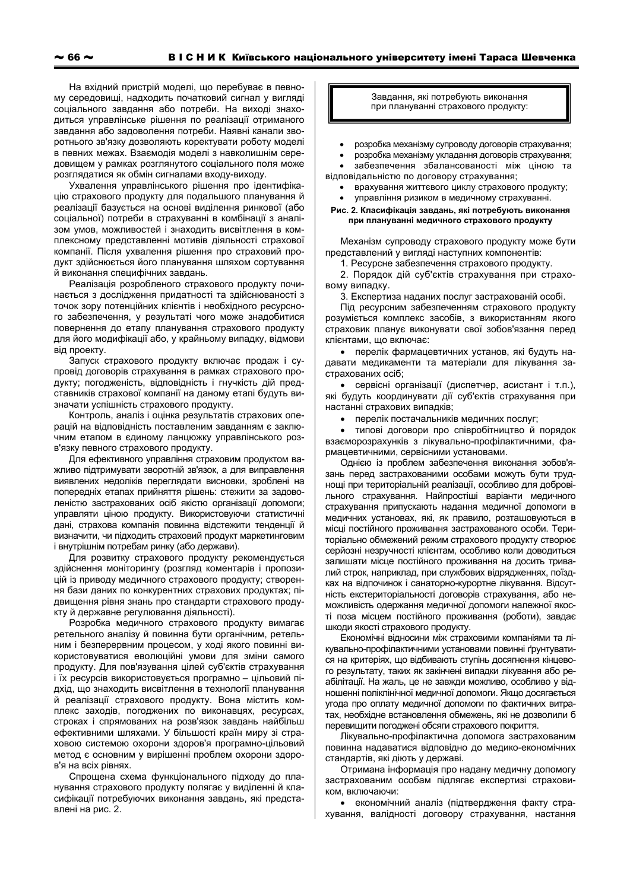На вхідний пристрій моделі, що перебуває в певному середовищі, надходить початковий сигнал у вигляді соціального завдання або потреби. На виході знаходиться управлінське рішення по реалізації отриманого завдання або задоволення потреби. Наявні канали зворотнього зв'язку дозволяють коректувати роботу моделі в певних межах. Взаємодія моделі з навколишнім середовищем у рамках розглянутого соціального поля може розглядатися як обмін сигналами входу-виходу.

Ухвалення управлінського рішення про ідентифікацію страхового продукту для подальшого планування й реалізації базується на основі виділення ринкової (або соціальної) потреби в страхуванні в комбінації з аналізом умов, можливостей і знаходить висвітлення в комплексному представленні мотивів діяльності страхової компанії. Після ухвалення рішення про страховий продукт здійснюється його планування шляхом сортування й виконання специфічних завдань.

Реалізація розробленого страхового продукту починається з дослідження придатності та здійснюваності з точок зору потенційних клієнтів і необхідного ресурсного забезпечення, у результаті чого може знадобитися повернення до етапу планування страхового продукту для його модифікації або, у крайньому випадку, відмови від проекту.

Запуск страхового продукту включає продаж і супровід договорів страхування в рамках страхового продукту; погодженість, відповідність і гнучкість дій представників страхової компанії на даному етапі будуть визначати успішність страхового продукту.

Контроль, аналіз і оцінка результатів страхових операцій на відповідність поставленим завданням є заключним етапом в єдиному ланцюжку управлінського розв'язку певного страхового продукту.

Для ефективного управління страховим продуктом важливо підтримувати зворотній зв'язок, а для виправлення виявлених недоліків переглядати висновки, зроблені на попередніх етапах прийняття рішень: стежити за задоволеністю застрахованих осіб якістю організації допомоги; управляти ціною продукту. Використовуючи статистичні дані, страхова компанія повинна відстежити тенденції й визначити, чи підходить страховий продукт маркетинговим і внутрішнім потребам ринку (або держави).

Для розвитку страхового продукту рекомендується здійснення моніторингу (розгляд коментарів і пропозицій із приводу медичного страхового продукту; створення бази даних по конкурентних страхових продуктах; підвищення рівня знань про стандарти страхового продукту й державне регулювання діяльності).

Розробка медичного страхового продукту вимагає ретельного аналізу й повинна бути органічним, ретельним і безперервним процесом, у ході якого повинні використовуватися еволюційні умови для зміни самого продукту. Для пов'язування цілей суб'єктів страхування і їх ресурсів використовується програмно – цільовий підхід, що знаходить висвітлення в технології планування й реалізації страхового продукту. Вона містить комплекс заходів, погоджених по виконавцях, ресурсах, строках і спрямованих на розв'язок завдань найбільш ефективними шляхами. У більшості країн миру зі страховою системою охорони здоров'я програмно-цільовий метод є основним у вирішенні проблем охорони здоров'я на всіх рівнях.

Спрощена схема функціонального підходу до планування страхового продукту полягає у виділенні й класифікації потребуючих виконання завдань, які представлені на рис. 2.

Завдання, які потребують виконання при плануванні страхового продукту:

- розробка механізму супроводу договорів страхування;
- розробка механізму укладання договорів страхування;
- забезпечення збалансованості між ціною та відповідальністю по договору страхування;
- врахування життєвого циклу страхового продукту;
- управління ризиком в медичному страхуванні.

**Рис. 2. Класифікація завдань, які потребують виконання при плануванні медичного страхового продукту**

Механізм супроводу страхового продукту може бути представлений у вигляді наступних компонентів:

1. Ресурсне забезпечення страхового продукту.
2. Порядок дій суб'єктів страхування при страховому випадку.
3. Експертиза наданих послуг застрахованій особі.

Під ресурсним забезпеченням страхового продукту розуміється комплекс засобів, з використанням якого страховик планує виконувати свої зобов'язання перед клієнтами, що включає:

- перелік фармацевтичних установ, які будуть надавати медикаменти та матеріали для лікування застрахованих осіб;
- сервісні організації (диспетчер, асистант і т.п.), які будуть координувати дії суб'єктів страхування при настанні страхових випадків;
- перелік постачальників медичних послуг;
- типові договори про співробітництво й порядок взаєморозрахунків з лікувально-профілактичними, фармацевтичними, сервісними установами.

Однією із проблем забезпечення виконання зобов'язань перед застрахованими особами можуть бути труднощі при територіальній реалізації, особливо для добровільного страхування. Найпростіші варіанти медичного страхування припускають надання медичної допомоги в медичних установах, які, як правило, розташовуються в місці постійного проживання застрахованого особи. Територіально обмежений режим страхового продукту створює серйозні незручності клієнтам, особливо коли доводиться залишати місце постійного проживання на досить тривалий строк, наприклад, при службових відрядженнях, поїздках на відпочинок і санаторно-курортне лікування. Відсутність екстериторіальності договорів страхування, або неможливість одержання медичної допомоги належної якості поза місцем постійного проживання (роботи), завдає шкоди якості страхового продукту.

Економічні відносини між страховими компаніями та лікувально-профілактичними установами повинні ґрунтуватися на критеріях, що відбивають ступінь досягнення кінцевого результату, таких як закінчені випадки лікування або реабілітації. На жаль, це не завжди можливо, особливо у відношенні поліклінічної медичної допомоги. Якщо досягається угода про оплату медичної допомоги по фактичних витратах, необхідне встановлення обмежень, які не дозволили б перевищити погоджені обсяги страхового покриття.

Лікувально-профілактична допомога застрахованим повинна надаватися відповідно до медико-економічних стандартів, які діють у державі.

Отримана інформація про надану медичну допомогу застрахованим особам підлягає експертизі страховиком, включаючи:

- економічний аналіз (підтвердження факту страхування, валідності договору страхування, настання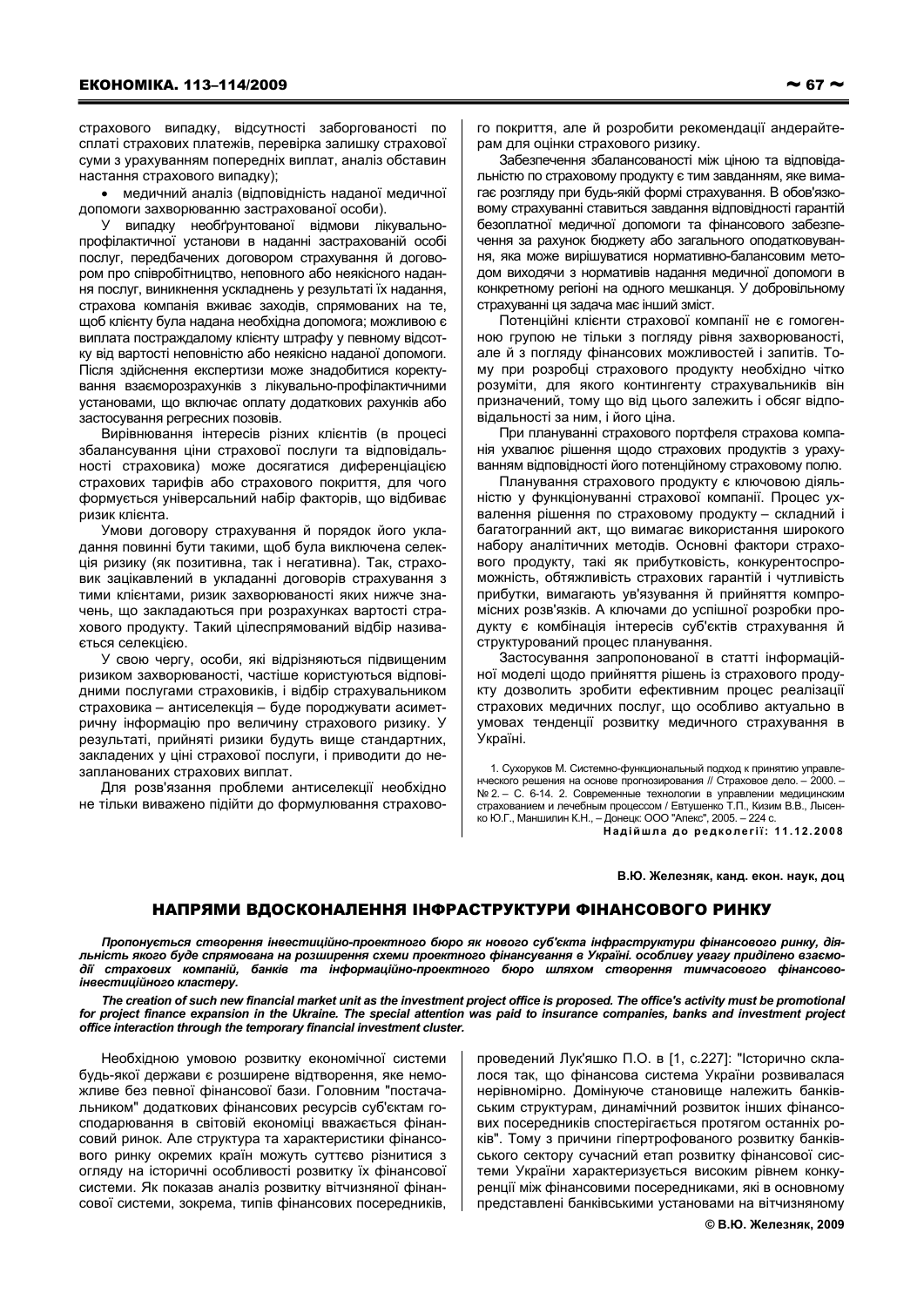страхового випадку, відсутності заборгованості по сплаті страхових платежів, перевірка залишку страхової суми з урахуванням попередніх виплат, аналіз обставин настання страхового випадку);

- медичний аналіз (відповідність наданої медичної допомоги захворюванню застрахованої особи).

У випадку необґрунтованої відмови лікувально-профілактичної установи в наданні застрахованій особі послуг, передбачених договором страхування й договором про співробітництво, неповного або неякісного надання послуг, виникнення ускладнень у результаті їх надання, страхова компанія вживає заходів, спрямованих на те, щоб клієнту була надана необхідна допомога; можливою є виплата постраждалому клієнту штрафу у певному відсотку від вартості неповністю або неякісно наданої допомоги. Після здійснення експертизи може знадобитися коректування взаєморозрахунків з лікувально-профілактичними установами, що включає оплату додаткових рахунків або застосування регресних позовів.

Вирівнювання інтересів різних клієнтів (в процесі збалансування ціни страхової послуги та відповідальності страховика) може досягатися диференціацією страхових тарифів або страхового покриття, для чого формується універсальний набір факторів, що відбиває ризик клієнта.

Умови договору страхування й порядок його укладання повинні бути такими, щоб була виключена селекція ризику (як позитивна, так і негативна). Так, страховик зацікавлений в укладанні договорів страхування з тими клієнтами, ризик захворюваності яких нижче значень, що закладаються при розрахунках вартості страхового продукту. Такий цілеспрямований відбір називається селекцією.

У свою чергу, особи, які відрізняються підвищеним ризиком захворюваності, частіше користуються відповідними послугами страховиків, і відбір страхувальником страховика – антиселекція – буде породжувати асиметричну інформацію про величину страхового ризику. У результаті, прийняті ризики будуть вище стандартних, закладених у ціні страхової послуги, і приводити до незапланованих страхових виплат.

Для розв'язання проблеми антиселекції необхідно не тільки виважено підійти до формулювання страхового покриття, але й розробити рекомендації андерайтерам для оцінки страхового ризику.

Забезпечення збалансованості між ціною та відповідальністю по страховому продукту є тим завданням, яке вимагає розгляду при будь-якій формі страхування. В обов'язковому страхуванні ставиться завдання відповідності гарантій безоплатної медичної допомоги та фінансового забезпечення за рахунок бюджету або загального оподатковування, яка може вирішуватися нормативно-балансовим методом виходячи з нормативів надання медичної допомоги в конкретному регіоні на одного мешканця. У добровільному страхуванні ця задача має інший зміст.

Потенційні клієнти страхової компанії не є гомогенною групою не тільки з погляду рівня захворюваності, але й з погляду фінансових можливостей і запитів. Тому при розробці страхового продукту необхідно чітко розуміти, для якого контингенту страхувальників він призначений, тому що від цього залежить і обсяг відповідальності за ним, і його ціна.

При плануванні страхового портфеля страхова компанія ухвалює рішення щодо страхових продуктів з урахуванням відповідності його потенційному страховому полю.

Планування страхового продукту є ключовою діяльністю у функціонуванні страхової компанії. Процес ухвалення рішення по страховому продукту – складний і багатогранний акт, що вимагає використання широкого набору аналітичних методів. Основні фактори страхового продукту, такі як прибутковість, конкурентоспроможність, обтяжливість страхових гарантій і чутливість прибутки, вимагають ув'язування й прийняття компромісних розв'язків. А ключами до успішної розробки продукту є комбінація інтересів суб'єктів страхування й структурований процес планування.

Застосування запропонованої в статті інформаційної моделі щодо прийняття рішень із страхового продукту дозволить зробити ефективним процес реалізації страхових медичних послуг, що особливо актуально в умовах тенденції розвитку медичного страхування в Україні.

1. Сухоруков М. Системно-функциональный подход к принятию управленческого решения на основе прогнозирования // Страховое дело. – 2000. – № 2. – С. 6-14. 2. Современные технологии в управлении медицинским страхованием и лечебным процессом / Евтушенко Т.П., Кизим В.В., Лысенко Ю.Г., Маншилин К.Н., – Донецк: ООО "Апекс", 2005. – 224 с.

**Надійшла до редколегії: 11.12.2008**

**В.Ю. Железняк, канд. екон. наук, доц**

## НАПРЯМИ ВДОСКОНАЛЕННЯ ІНФРАСТРУКТУРИ ФІНАНСОВОГО РИНКУ

***Пропонується створення інвестиційно-проектного бюро як нового суб'єкта інфраструктури фінансового ринку, діяльність якого буде спрямована на розширення схеми проектного фінансування в Україні. особливу увагу приділено взаємодії страхових компаній, банків та інформаційно-проектного бюро шляхом створення тимчасового фінансово-інвестиційного кластеру.***

***The creation of such new financial market unit as the investment project office is proposed. The office's activity must be promotional for project finance expansion in the Ukraine. The special attention was paid to insurance companies, banks and investment project office interaction through the temporary financial investment cluster.***

Необхідною умовою розвитку економічної системи будь-якої держави є розширене відтворення, яке неможливе без певної фінансової бази. Головним "постачальником" додаткових фінансових ресурсів суб'єктам господарювання в світовій економіці вважається фінансовий ринок. Але структура та характеристики фінансового ринку окремих країн можуть суттєво різнитися з огляду на історичні особливості розвитку їх фінансової системи. Як показав аналіз розвитку вітчизняної фінансової системи, зокрема, типів фінансових посередників, проведений Лук'яшко П.О. в [1, с.227]: "Історично склалося так, що фінансова система України розвивалася нерівномірно. Домінуюче становище належить банківським структурам, динамічний розвиток інших фінансових посередників спостерігається протягом останніх років". Тому з причини гіпертрофованого розвитку банківського сектору сучасний етап розвитку фінансової системи України характеризується високим рівнем конкуренції між фінансовими посередниками, які в основному представлені банківськими установами на вітчизняному

© В.Ю. Железняк, 2009